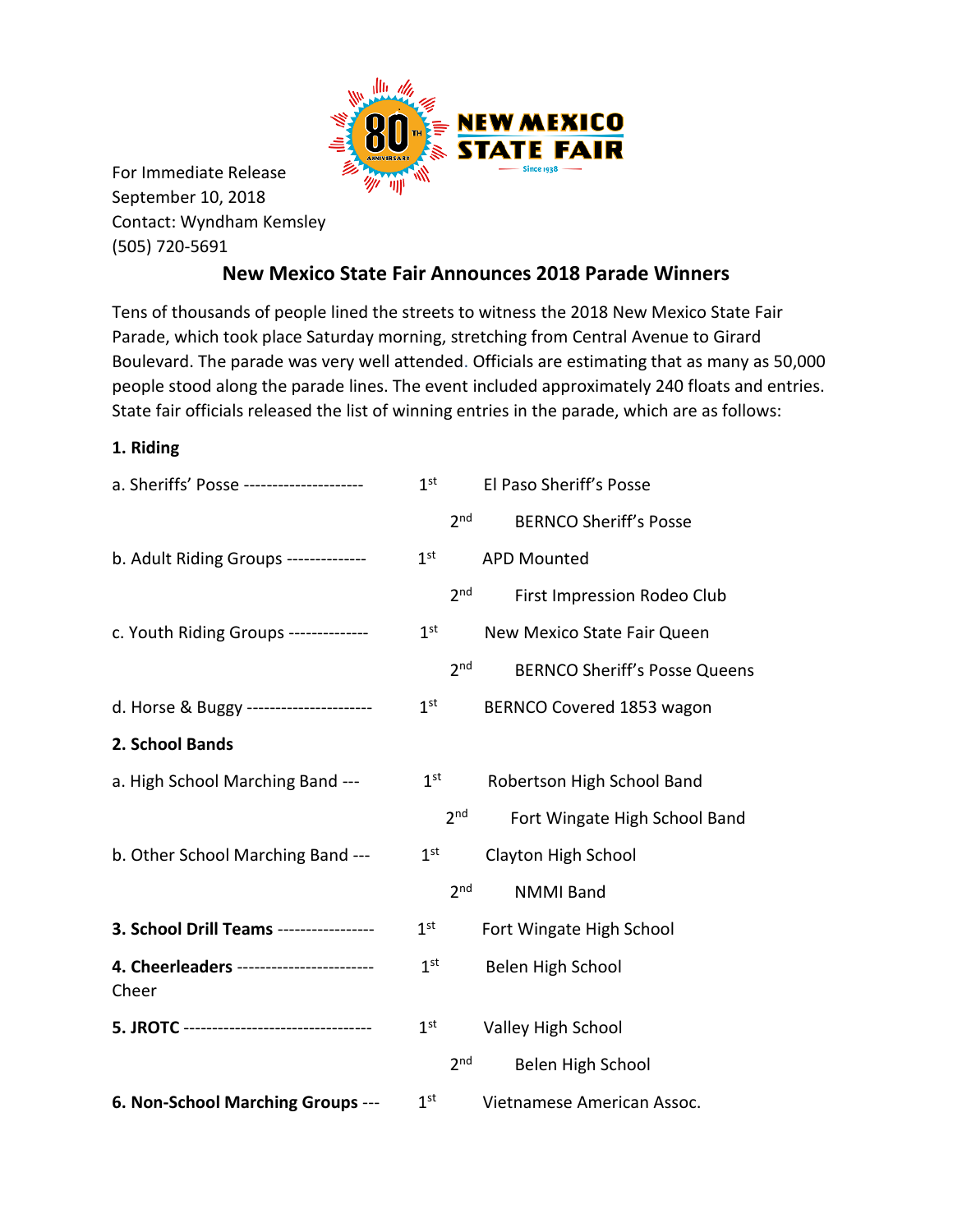For Immediate Release
September 10, 2018
Contact: Wyndham Kemsley
(505) 720-5691

## New Mexico State Fair Announces 2018 Parade Winners

Tens of thousands of people lined the streets to witness the 2018 New Mexico State Fair Parade, which took place Saturday morning, stretching from Central Avenue to Girard Boulevard. The parade was very well attended. Officials are estimating that as many as 50,000 people stood along the parade lines. The event included approximately 240 floats and entries. State fair officials released the list of winning entries in the parade, which are as follows:

**1. Riding**

a. Sheriffs' Posse --------------------- 1st El Paso Sheriff's Posse
2nd BERNCO Sheriff's Posse

b. Adult Riding Groups -------------- 1st APD Mounted
2nd First Impression Rodeo Club

c. Youth Riding Groups -------------- 1st New Mexico State Fair Queen
2nd BERNCO Sheriff's Posse Queens

d. Horse & Buggy ---------------------- 1st BERNCO Covered 1853 wagon

**2. School Bands**

a. High School Marching Band --- 1st Robertson High School Band
2nd Fort Wingate High School Band

b. Other School Marching Band --- 1st Clayton High School
2nd NMMI Band

**3. School Drill Teams** ----------------- 1st Fort Wingate High School

**4. Cheerleaders** ------------------------ 1st Belen High School Cheer

**5. JROTC** --------------------------------- 1st Valley High School
2nd Belen High School

**6. Non-School Marching Groups** --- 1st Vietnamese American Assoc.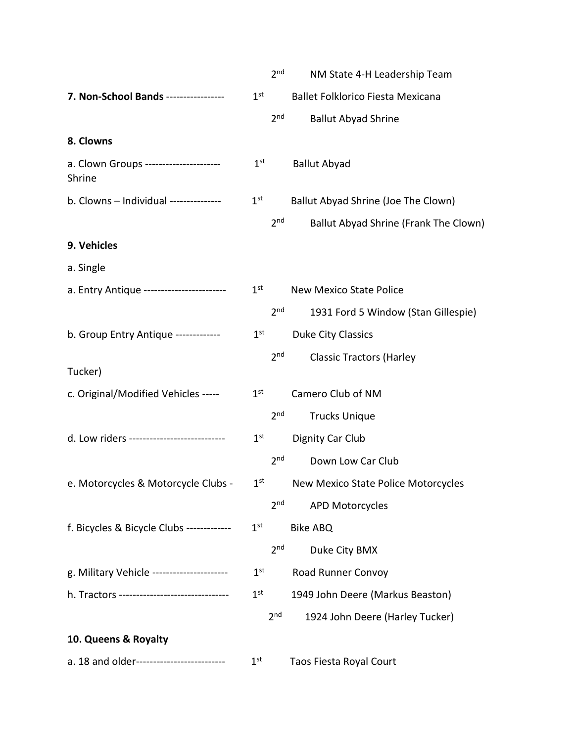2nd NM State 4-H Leadership Team

**7. Non-School Bands** ----------------- 1st Ballet Folklorico Fiesta Mexicana

2nd Ballut Abyad Shrine

**8. Clowns**

a. Clown Groups ---------------------- 1st Ballut Abyad Shrine

b. Clowns – Individual --------------- 1st Ballut Abyad Shrine (Joe The Clown)

2nd Ballut Abyad Shrine (Frank The Clown)

**9. Vehicles**

a. Single

a. Entry Antique ------------------------ 1st New Mexico State Police

2nd 1931 Ford 5 Window (Stan Gillespie)

b. Group Entry Antique ------------- 1st Duke City Classics

2nd Classic Tractors (Harley Tucker)

c. Original/Modified Vehicles ----- 1st Camero Club of NM

2nd Trucks Unique

d. Low riders ---------------------------- 1st Dignity Car Club

2nd Down Low Car Club

e. Motorcycles & Motorcycle Clubs - 1st New Mexico State Police Motorcycles

2nd APD Motorcycles

f. Bicycles & Bicycle Clubs ------------- 1st Bike ABQ

2nd Duke City BMX

g. Military Vehicle ---------------------- 1st Road Runner Convoy

h. Tractors -------------------------------- 1st 1949 John Deere (Markus Beaston)

2nd 1924 John Deere (Harley Tucker)

**10. Queens & Royalty**

a. 18 and older-------------------------- 1st Taos Fiesta Royal Court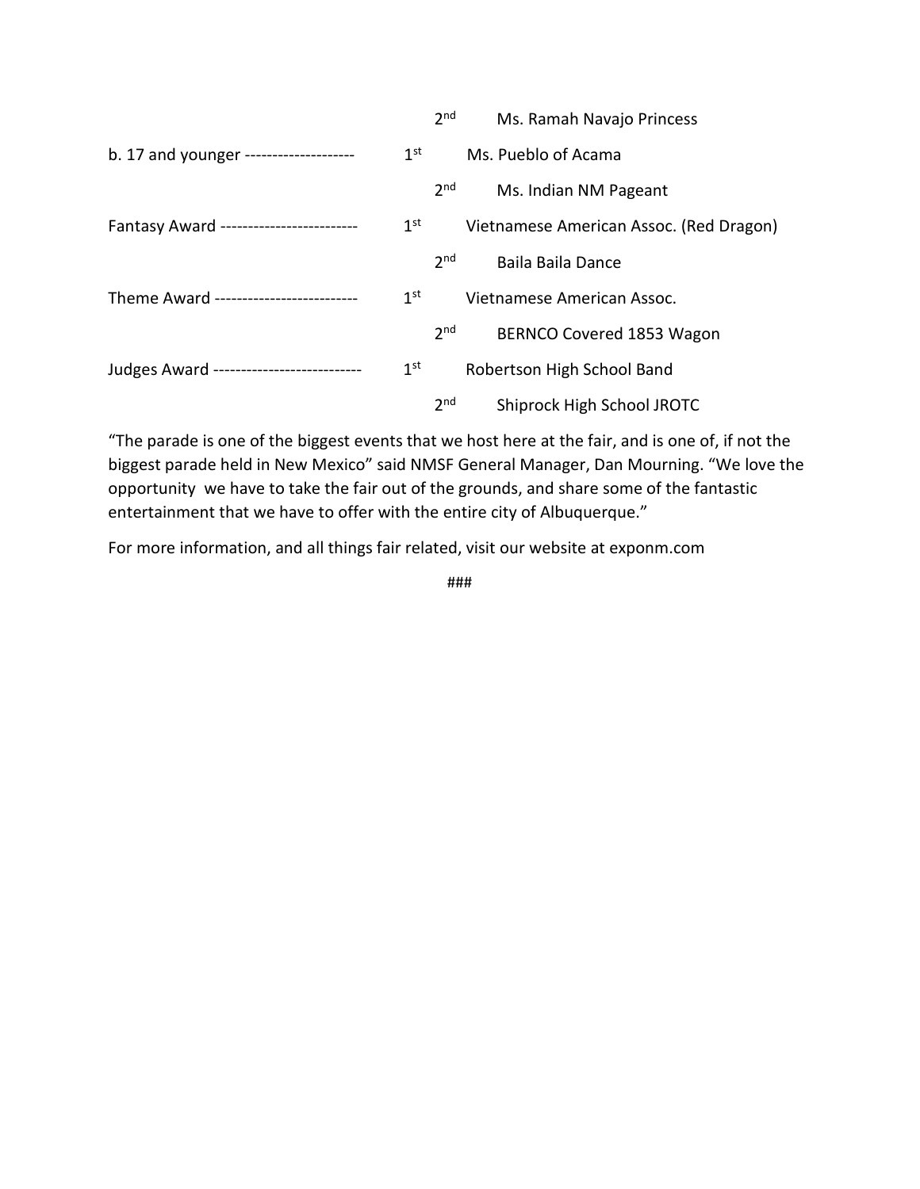| | | |
|---|---|---|
| | 2nd | Ms. Ramah Navajo Princess |
| b. 17 and younger -------------------- | 1st | Ms. Pueblo of Acama |
| | 2nd | Ms. Indian NM Pageant |
| Fantasy Award ------------------------- | 1st | Vietnamese American Assoc. (Red Dragon) |
| | 2nd | Baila Baila Dance |
| Theme Award -------------------------- | 1st | Vietnamese American Assoc. |
| | 2nd | BERNCO Covered 1853 Wagon |
| Judges Award --------------------------- | 1st | Robertson High School Band |
| | 2nd | Shiprock High School JROTC |

"The parade is one of the biggest events that we host here at the fair, and is one of, if not the biggest parade held in New Mexico" said NMSF General Manager, Dan Mourning. "We love the opportunity we have to take the fair out of the grounds, and share some of the fantastic entertainment that we have to offer with the entire city of Albuquerque."

For more information, and all things fair related, visit our website at exponm.com

###